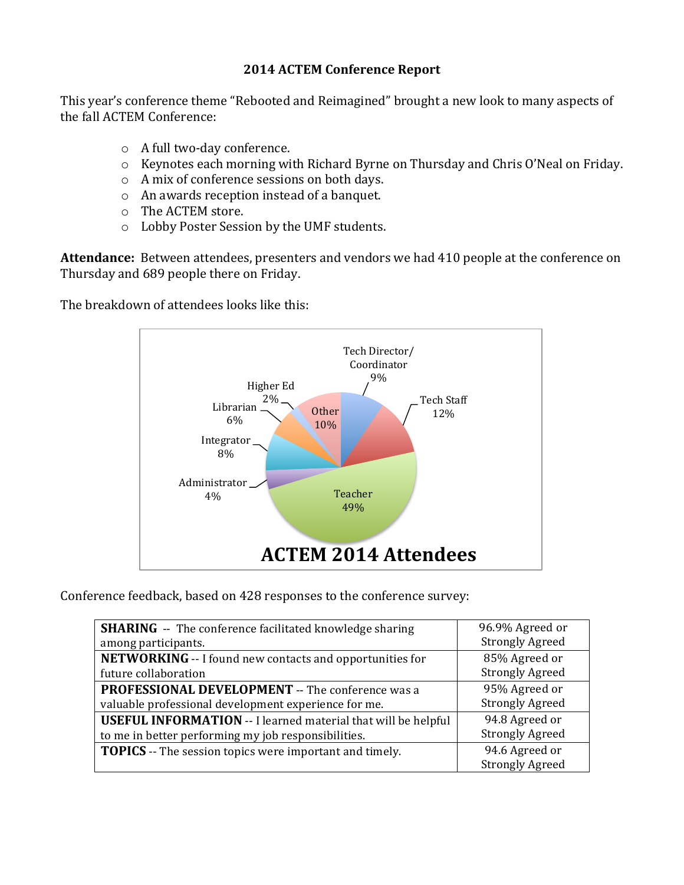**2014 ACTEM Conference Report**

This year's conference theme "Rebooted and Reimagined" brought a new look to many aspects of the fall ACTEM Conference:

- A full two-day conference.
- Keynotes each morning with Richard Byrne on Thursday and Chris O'Neal on Friday.
- A mix of conference sessions on both days.
- An awards reception instead of a banquet.
- The ACTEM store.
- Lobby Poster Session by the UMF students.

**Attendance:** Between attendees, presenters and vendors we had 410 people at the conference on Thursday and 689 people there on Friday.

The breakdown of attendees looks like this:

**ACTEM 2014 Attendees**

| Category | Percentage |
|---|---|
| Teacher | 49% |
| Tech Staff | 12% |
| Other | 10% |
| Tech Director/Coordinator | 9% |
| Integrator | 8% |
| Librarian | 6% |
| Administrator | 4% |
| Higher Ed | 2% |

Conference feedback, based on 428 responses to the conference survey:

| | |
|---|---|
| **SHARING** -- The conference facilitated knowledge sharing among participants. | 96.9% Agreed or Strongly Agreed |
| **NETWORKING** -- I found new contacts and opportunities for future collaboration | 85% Agreed or Strongly Agreed |
| **PROFESSIONAL DEVELOPMENT** -- The conference was a valuable professional development experience for me. | 95% Agreed or Strongly Agreed |
| **USEFUL INFORMATION** -- I learned material that will be helpful to me in better performing my job responsibilities. | 94.8 Agreed or Strongly Agreed |
| **TOPICS** -- The session topics were important and timely. | 94.6 Agreed or Strongly Agreed |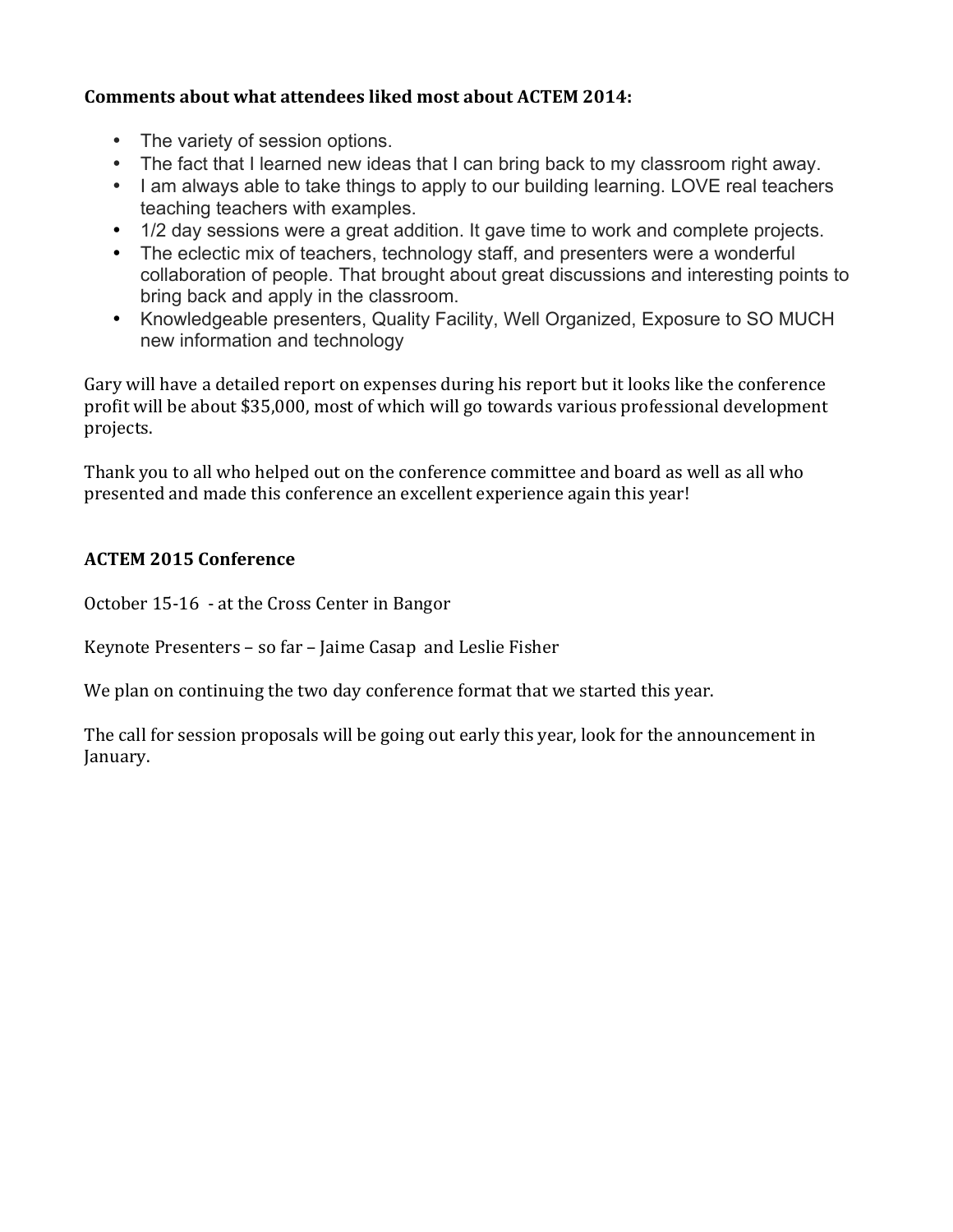**Comments about what attendees liked most about ACTEM 2014:**

- The variety of session options.
- The fact that I learned new ideas that I can bring back to my classroom right away.
- I am always able to take things to apply to our building learning. LOVE real teachers teaching teachers with examples.
- 1/2 day sessions were a great addition. It gave time to work and complete projects.
- The eclectic mix of teachers, technology staff, and presenters were a wonderful collaboration of people. That brought about great discussions and interesting points to bring back and apply in the classroom.
- Knowledgeable presenters, Quality Facility, Well Organized, Exposure to SO MUCH new information and technology

Gary will have a detailed report on expenses during his report but it looks like the conference profit will be about $35,000, most of which will go towards various professional development projects.

Thank you to all who helped out on the conference committee and board as well as all who presented and made this conference an excellent experience again this year!

**ACTEM 2015 Conference**

October 15-16 - at the Cross Center in Bangor

Keynote Presenters – so far – Jaime Casap and Leslie Fisher

We plan on continuing the two day conference format that we started this year.

The call for session proposals will be going out early this year, look for the announcement in January.